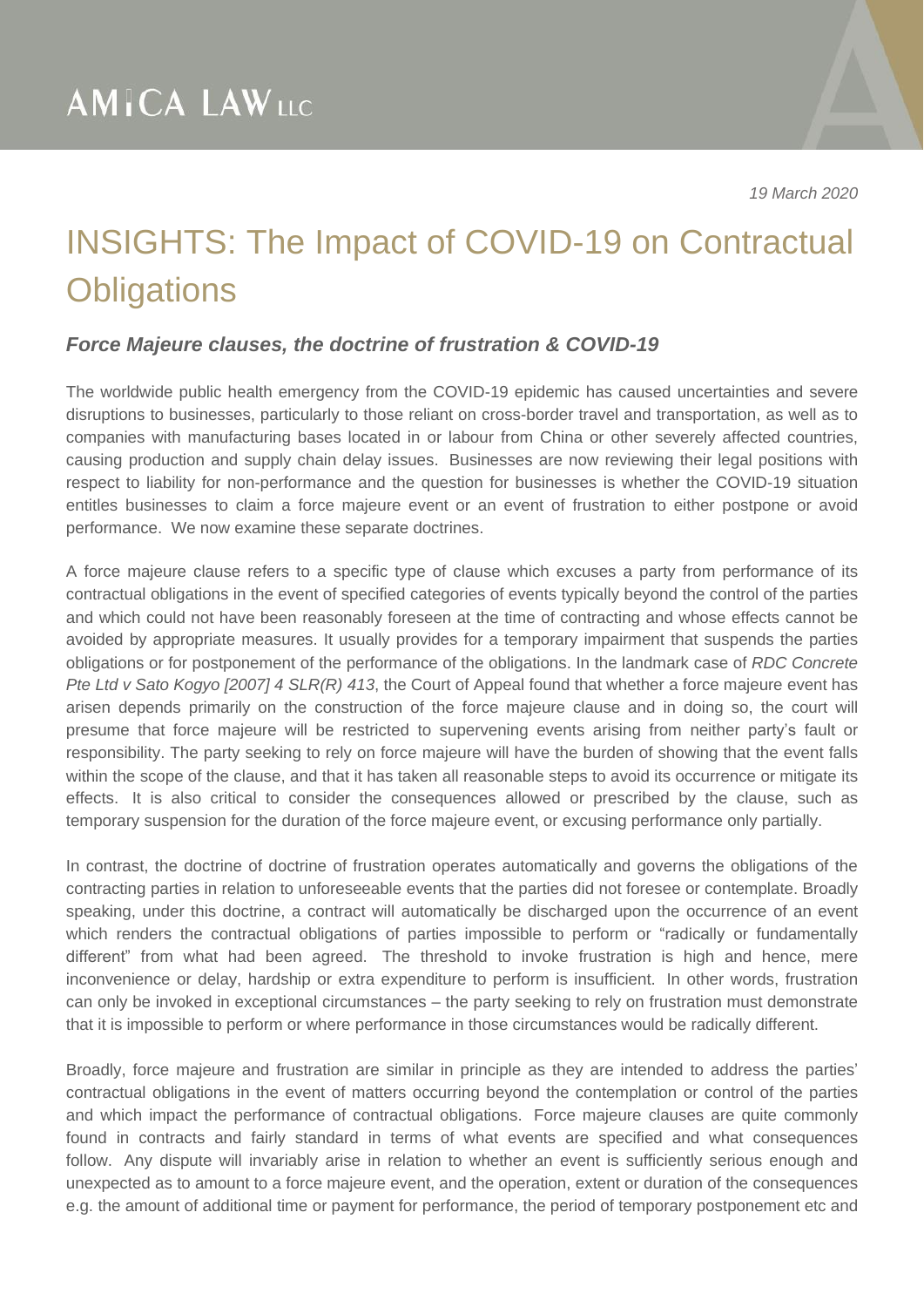# AMICA LAW LLC

*19 March 2020*

# INSIGHTS: The Impact of COVID-19 on Contractual Obligations

### *Force Majeure clauses, the doctrine of frustration & COVID-19*

The worldwide public health emergency from the COVID-19 epidemic has caused uncertainties and severe disruptions to businesses, particularly to those reliant on cross-border travel and transportation, as well as to companies with manufacturing bases located in or labour from China or other severely affected countries, causing production and supply chain delay issues. Businesses are now reviewing their legal positions with respect to liability for non-performance and the question for businesses is whether the COVID-19 situation entitles businesses to claim a force majeure event or an event of frustration to either postpone or avoid performance. We now examine these separate doctrines.

A force majeure clause refers to a specific type of clause which excuses a party from performance of its contractual obligations in the event of specified categories of events typically beyond the control of the parties and which could not have been reasonably foreseen at the time of contracting and whose effects cannot be avoided by appropriate measures. It usually provides for a temporary impairment that suspends the parties obligations or for postponement of the performance of the obligations. In the landmark case of *RDC Concrete Pte Ltd v Sato Kogyo [2007] 4 SLR(R) 413*, the Court of Appeal found that whether a force majeure event has arisen depends primarily on the construction of the force majeure clause and in doing so, the court will presume that force majeure will be restricted to supervening events arising from neither party's fault or responsibility. The party seeking to rely on force majeure will have the burden of showing that the event falls within the scope of the clause, and that it has taken all reasonable steps to avoid its occurrence or mitigate its effects. It is also critical to consider the consequences allowed or prescribed by the clause, such as temporary suspension for the duration of the force majeure event, or excusing performance only partially.

In contrast, the doctrine of doctrine of frustration operates automatically and governs the obligations of the contracting parties in relation to unforeseeable events that the parties did not foresee or contemplate. Broadly speaking, under this doctrine, a contract will automatically be discharged upon the occurrence of an event which renders the contractual obligations of parties impossible to perform or "radically or fundamentally different" from what had been agreed. The threshold to invoke frustration is high and hence, mere inconvenience or delay, hardship or extra expenditure to perform is insufficient. In other words, frustration can only be invoked in exceptional circumstances – the party seeking to rely on frustration must demonstrate that it is impossible to perform or where performance in those circumstances would be radically different.

Broadly, force majeure and frustration are similar in principle as they are intended to address the parties' contractual obligations in the event of matters occurring beyond the contemplation or control of the parties and which impact the performance of contractual obligations. Force majeure clauses are quite commonly found in contracts and fairly standard in terms of what events are specified and what consequences follow. Any dispute will invariably arise in relation to whether an event is sufficiently serious enough and unexpected as to amount to a force majeure event, and the operation, extent or duration of the consequences e.g. the amount of additional time or payment for performance, the period of temporary postponement etc and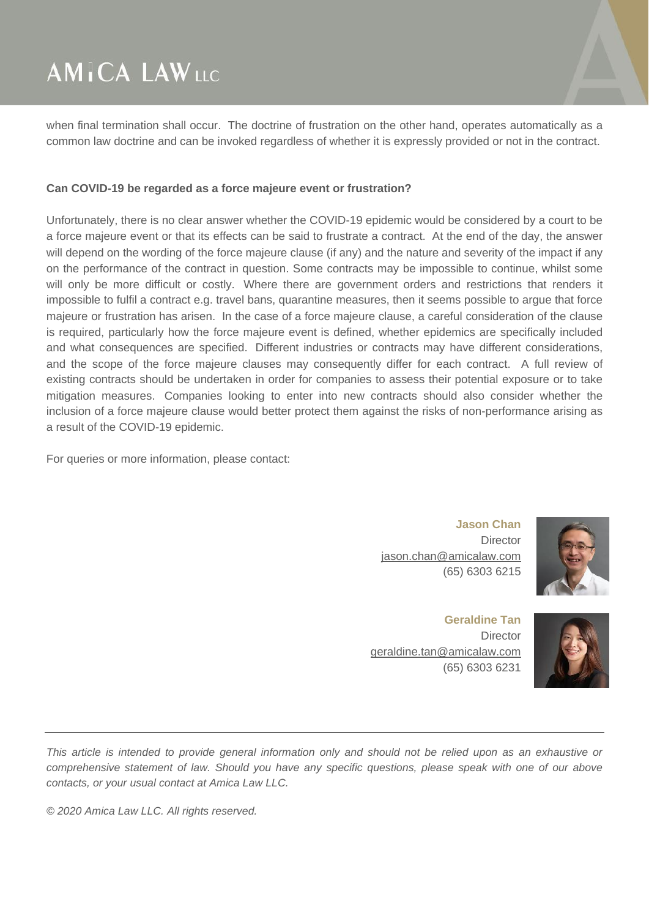when final termination shall occur. The doctrine of frustration on the other hand, operates automatically as a common law doctrine and can be invoked regardless of whether it is expressly provided or not in the contract.

**Can COVID-19 be regarded as a force majeure event or frustration?**

Unfortunately, there is no clear answer whether the COVID-19 epidemic would be considered by a court to be a force majeure event or that its effects can be said to frustrate a contract. At the end of the day, the answer will depend on the wording of the force majeure clause (if any) and the nature and severity of the impact if any on the performance of the contract in question. Some contracts may be impossible to continue, whilst some will only be more difficult or costly. Where there are government orders and restrictions that renders it impossible to fulfil a contract e.g. travel bans, quarantine measures, then it seems possible to argue that force majeure or frustration has arisen. In the case of a force majeure clause, a careful consideration of the clause is required, particularly how the force majeure event is defined, whether epidemics are specifically included and what consequences are specified. Different industries or contracts may have different considerations, and the scope of the force majeure clauses may consequently differ for each contract. A full review of existing contracts should be undertaken in order for companies to assess their potential exposure or to take mitigation measures. Companies looking to enter into new contracts should also consider whether the inclusion of a force majeure clause would better protect them against the risks of non-performance arising as a result of the COVID-19 epidemic.

For queries or more information, please contact:

**Jason Chan**
Director
jason.chan@amicalaw.com
(65) 6303 6215

**Geraldine Tan**
Director
geraldine.tan@amicalaw.com
(65) 6303 6231

---

*This article is intended to provide general information only and should not be relied upon as an exhaustive or comprehensive statement of law. Should you have any specific questions, please speak with one of our above contacts, or your usual contact at Amica Law LLC.*

*© 2020 Amica Law LLC. All rights reserved.*